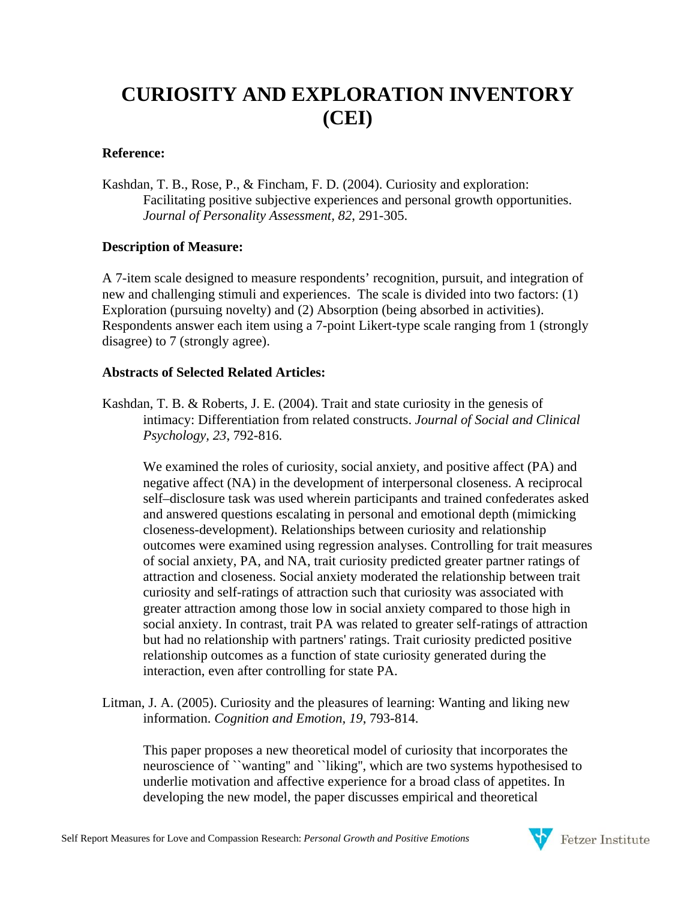# CURIOSITY AND EXPLORATION INVENTORY (CEI)

**Reference:**

Kashdan, T. B., Rose, P., & Fincham, F. D. (2004). Curiosity and exploration: Facilitating positive subjective experiences and personal growth opportunities. *Journal of Personality Assessment, 82*, 291-305.

**Description of Measure:**

A 7-item scale designed to measure respondents' recognition, pursuit, and integration of new and challenging stimuli and experiences. The scale is divided into two factors: (1) Exploration (pursuing novelty) and (2) Absorption (being absorbed in activities). Respondents answer each item using a 7-point Likert-type scale ranging from 1 (strongly disagree) to 7 (strongly agree).

**Abstracts of Selected Related Articles:**

Kashdan, T. B. & Roberts, J. E. (2004). Trait and state curiosity in the genesis of intimacy: Differentiation from related constructs. *Journal of Social and Clinical Psychology, 23*, 792-816.

> We examined the roles of curiosity, social anxiety, and positive affect (PA) and negative affect (NA) in the development of interpersonal closeness. A reciprocal self–disclosure task was used wherein participants and trained confederates asked and answered questions escalating in personal and emotional depth (mimicking closeness-development). Relationships between curiosity and relationship outcomes were examined using regression analyses. Controlling for trait measures of social anxiety, PA, and NA, trait curiosity predicted greater partner ratings of attraction and closeness. Social anxiety moderated the relationship between trait curiosity and self-ratings of attraction such that curiosity was associated with greater attraction among those low in social anxiety compared to those high in social anxiety. In contrast, trait PA was related to greater self-ratings of attraction but had no relationship with partners' ratings. Trait curiosity predicted positive relationship outcomes as a function of state curiosity generated during the interaction, even after controlling for state PA.

Litman, J. A. (2005). Curiosity and the pleasures of learning: Wanting and liking new information. *Cognition and Emotion, 19*, 793-814.

> This paper proposes a new theoretical model of curiosity that incorporates the neuroscience of ``wanting'' and ``liking'', which are two systems hypothesised to underlie motivation and affective experience for a broad class of appetites. In developing the new model, the paper discusses empirical and theoretical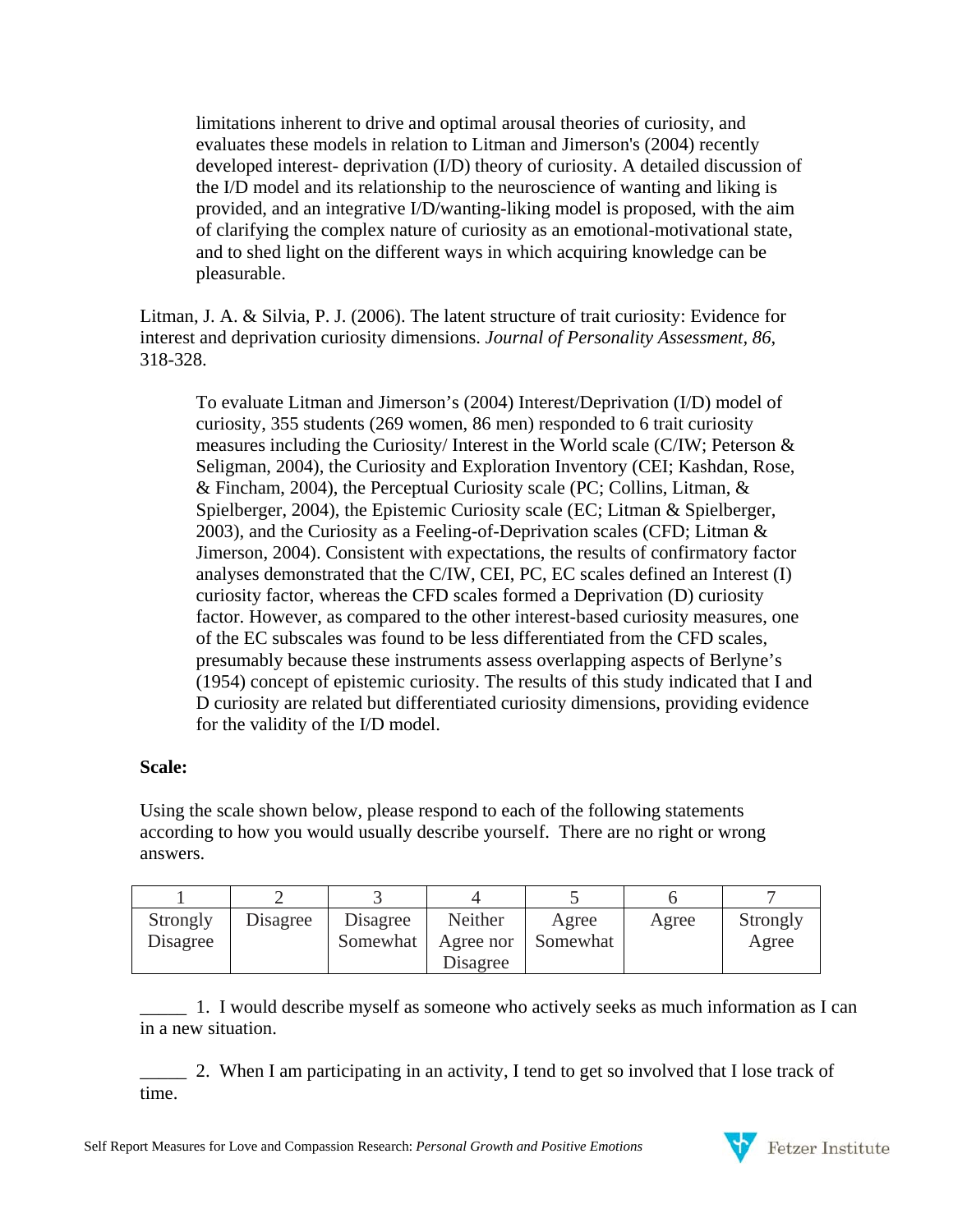limitations inherent to drive and optimal arousal theories of curiosity, and evaluates these models in relation to Litman and Jimerson's (2004) recently developed interest- deprivation (I/D) theory of curiosity. A detailed discussion of the I/D model and its relationship to the neuroscience of wanting and liking is provided, and an integrative I/D/wanting-liking model is proposed, with the aim of clarifying the complex nature of curiosity as an emotional-motivational state, and to shed light on the different ways in which acquiring knowledge can be pleasurable.

Litman, J. A. & Silvia, P. J. (2006). The latent structure of trait curiosity: Evidence for interest and deprivation curiosity dimensions. *Journal of Personality Assessment, 86*, 318-328.

> To evaluate Litman and Jimerson's (2004) Interest/Deprivation (I/D) model of curiosity, 355 students (269 women, 86 men) responded to 6 trait curiosity measures including the Curiosity/ Interest in the World scale (C/IW; Peterson & Seligman, 2004), the Curiosity and Exploration Inventory (CEI; Kashdan, Rose, & Fincham, 2004), the Perceptual Curiosity scale (PC; Collins, Litman, & Spielberger, 2004), the Epistemic Curiosity scale (EC; Litman & Spielberger, 2003), and the Curiosity as a Feeling-of-Deprivation scales (CFD; Litman & Jimerson, 2004). Consistent with expectations, the results of confirmatory factor analyses demonstrated that the C/IW, CEI, PC, EC scales defined an Interest (I) curiosity factor, whereas the CFD scales formed a Deprivation (D) curiosity factor. However, as compared to the other interest-based curiosity measures, one of the EC subscales was found to be less differentiated from the CFD scales, presumably because these instruments assess overlapping aspects of Berlyne's (1954) concept of epistemic curiosity. The results of this study indicated that I and D curiosity are related but differentiated curiosity dimensions, providing evidence for the validity of the I/D model.

**Scale:**

Using the scale shown below, please respond to each of the following statements according to how you would usually describe yourself. There are no right or wrong answers.

| 1 | 2 | 3 | 4 | 5 | 6 | 7 |
|---|---|---|---|---|---|---|
| Strongly Disagree | Disagree | Disagree Somewhat | Neither Agree nor Disagree | Agree Somewhat | Agree | Strongly Agree |

_____ 1. I would describe myself as someone who actively seeks as much information as I can in a new situation.

_____ 2. When I am participating in an activity, I tend to get so involved that I lose track of time.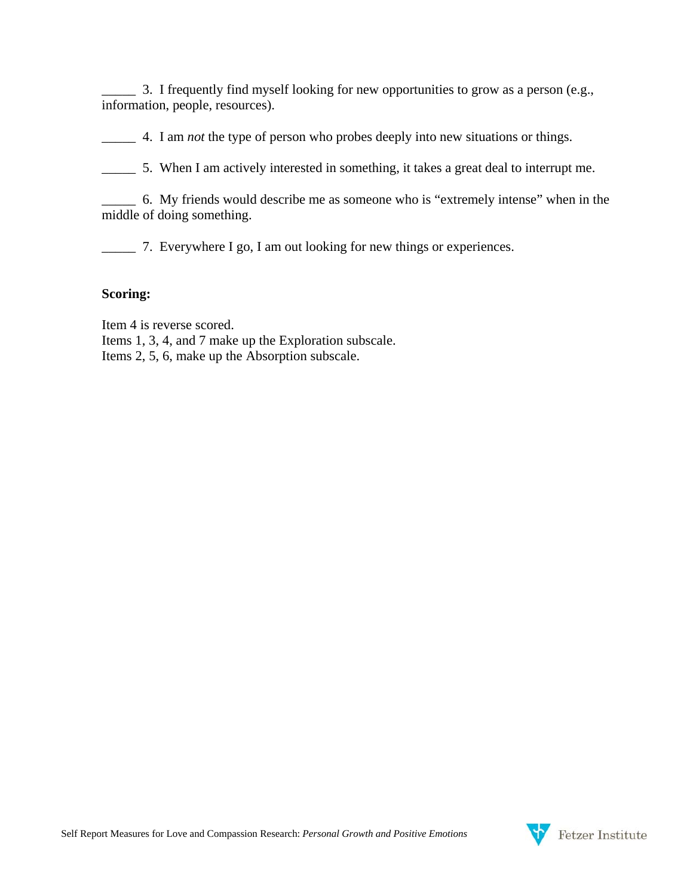_____ 3. I frequently find myself looking for new opportunities to grow as a person (e.g., information, people, resources).

_____ 4. I am *not* the type of person who probes deeply into new situations or things.

_____ 5. When I am actively interested in something, it takes a great deal to interrupt me.

_____ 6. My friends would describe me as someone who is "extremely intense" when in the middle of doing something.

_____ 7. Everywhere I go, I am out looking for new things or experiences.

**Scoring:**

Item 4 is reverse scored.
Items 1, 3, 4, and 7 make up the Exploration subscale.
Items 2, 5, 6, make up the Absorption subscale.